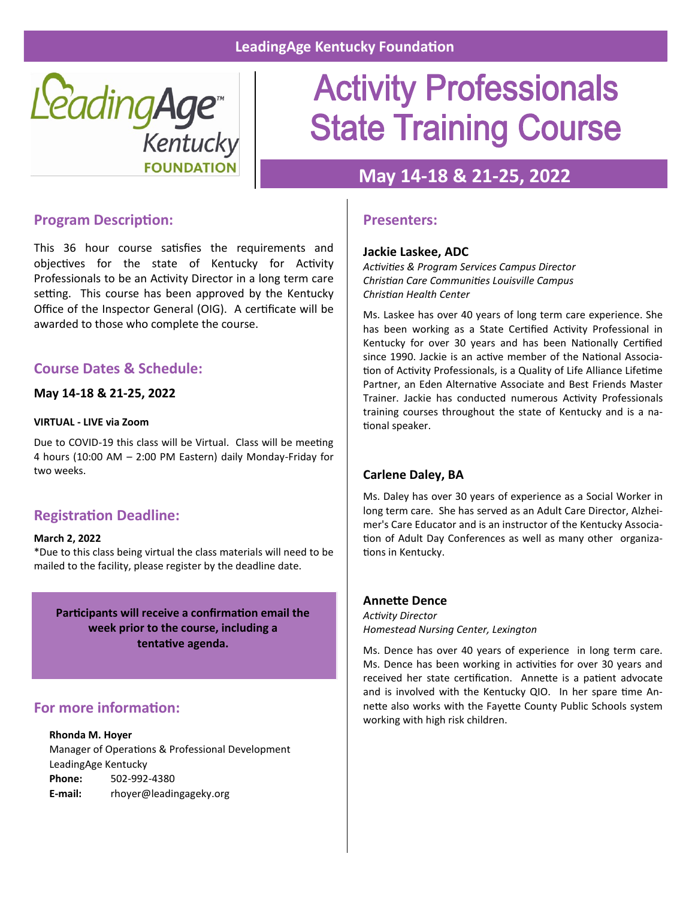LeadingAge Kentucky Foundation

# Activity Professionals State Training Course

## May 14-18 & 21-25, 2022

### Program Description:

This 36 hour course satisfies the requirements and objectives for the state of Kentucky for Activity Professionals to be an Activity Director in a long term care setting. This course has been approved by the Kentucky Office of the Inspector General (OIG). A certificate will be awarded to those who complete the course.

### Course Dates & Schedule:

**May 14-18 & 21-25, 2022**

**VIRTUAL - LIVE via Zoom**

Due to COVID-19 this class will be Virtual. Class will be meeting 4 hours (10:00 AM – 2:00 PM Eastern) daily Monday-Friday for two weeks.

### Registration Deadline:

**March 2, 2022**

*Due to this class being virtual the class materials will need to be mailed to the facility, please register by the deadline date.

**Participants will receive a confirmation email the week prior to the course, including a tentative agenda.**

### For more information:

**Rhonda M. Hoyer**
Manager of Operations & Professional Development
LeadingAge Kentucky
**Phone:** 502-992-4380
**E-mail:** rhoyer@leadingageky.org

### Presenters:

**Jackie Laskee, ADC**
*Activities & Program Services Campus Director*
*Christian Care Communities Louisville Campus*
*Christian Health Center*

Ms. Laskee has over 40 years of long term care experience. She has been working as a State Certified Activity Professional in Kentucky for over 30 years and has been Nationally Certified since 1990. Jackie is an active member of the National Association of Activity Professionals, is a Quality of Life Alliance Lifetime Partner, an Eden Alternative Associate and Best Friends Master Trainer. Jackie has conducted numerous Activity Professionals training courses throughout the state of Kentucky and is a national speaker.

**Carlene Daley, BA**

Ms. Daley has over 30 years of experience as a Social Worker in long term care. She has served as an Adult Care Director, Alzheimer's Care Educator and is an instructor of the Kentucky Association of Adult Day Conferences as well as many other organizations in Kentucky.

**Annette Dence**
*Activity Director*
*Homestead Nursing Center, Lexington*

Ms. Dence has over 40 years of experience in long term care. Ms. Dence has been working in activities for over 30 years and received her state certification. Annette is a patient advocate and is involved with the Kentucky QIO. In her spare time Annette also works with the Fayette County Public Schools system working with high risk children.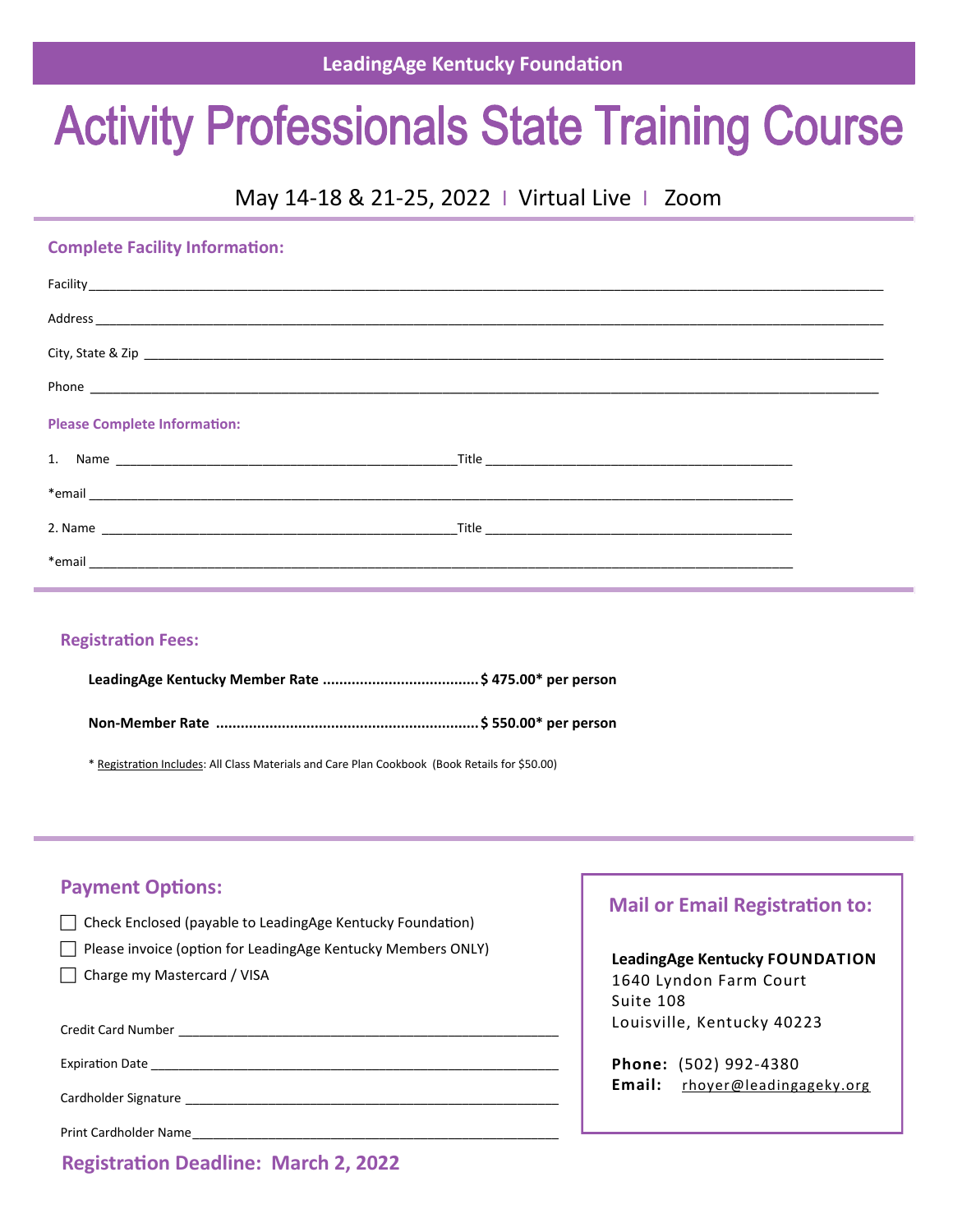LeadingAge Kentucky Foundation

# Activity Professionals State Training Course

May 14-18 & 21-25, 2022 | Virtual Live | Zoom

### Complete Facility Information:

Facility \_\_\_\_\_\_\_\_\_\_\_\_\_\_\_\_\_\_\_\_\_\_\_\_\_\_\_\_\_\_\_\_\_\_\_\_\_\_\_\_

Address \_\_\_\_\_\_\_\_\_\_\_\_\_\_\_\_\_\_\_\_\_\_\_\_\_\_\_\_\_\_\_\_\_\_\_\_\_\_\_\_

City, State & Zip \_\_\_\_\_\_\_\_\_\_\_\_\_\_\_\_\_\_\_\_\_\_\_\_\_\_\_\_\_\_\_\_\_\_\_\_\_\_\_\_

Phone \_\_\_\_\_\_\_\_\_\_\_\_\_\_\_\_\_\_\_\_\_\_\_\_\_\_\_\_\_\_\_\_\_\_\_\_\_\_\_\_

### Please Complete Information:

1. Name \_\_\_\_\_\_\_\_\_\_\_\_\_\_\_\_\_\_\_\_\_\_\_\_ Title \_\_\_\_\_\_\_\_\_\_\_\_\_\_\_\_\_\_\_\_\_\_\_\_

*email \_\_\_\_\_\_\_\_\_\_\_\_\_\_\_\_\_\_\_\_\_\_\_\_\_\_\_\_\_\_\_\_\_\_\_\_\_\_\_\_

2. Name \_\_\_\_\_\_\_\_\_\_\_\_\_\_\_\_\_\_\_\_\_\_\_\_ Title \_\_\_\_\_\_\_\_\_\_\_\_\_\_\_\_\_\_\_\_\_\_\_\_

*email \_\_\_\_\_\_\_\_\_\_\_\_\_\_\_\_\_\_\_\_\_\_\_\_\_\_\_\_\_\_\_\_\_\_\_\_\_\_\_\_

### Registration Fees:

**LeadingAge Kentucky Member Rate ..................................... $ 475.00* per person**

**Non-Member Rate .............................................................. $ 550.00* per person**

* Registration Includes: All Class Materials and Care Plan Cookbook (Book Retails for $50.00)

### Payment Options:

- ☐ Check Enclosed (payable to LeadingAge Kentucky Foundation)
- ☐ Please invoice (option for LeadingAge Kentucky Members ONLY)
- ☐ Charge my Mastercard / VISA

Credit Card Number \_\_\_\_\_\_\_\_\_\_\_\_\_\_\_\_\_\_\_\_\_\_\_\_\_\_\_\_\_\_\_\_\_\_\_\_\_\_\_\_

Expiration Date \_\_\_\_\_\_\_\_\_\_\_\_\_\_\_\_\_\_\_\_\_\_\_\_\_\_\_\_\_\_\_\_\_\_\_\_\_\_\_\_

Cardholder Signature \_\_\_\_\_\_\_\_\_\_\_\_\_\_\_\_\_\_\_\_\_\_\_\_\_\_\_\_\_\_\_\_\_\_\_\_\_\_\_\_

Print Cardholder Name \_\_\_\_\_\_\_\_\_\_\_\_\_\_\_\_\_\_\_\_\_\_\_\_\_\_\_\_\_\_\_\_\_\_\_\_\_\_\_\_

### Registration Deadline: March 2, 2022

### Mail or Email Registration to:

**LeadingAge Kentucky FOUNDATION**
1640 Lyndon Farm Court
Suite 108
Louisville, Kentucky 40223

**Phone:** (502) 992-4380
**Email:** rhoyer@leadingageky.org